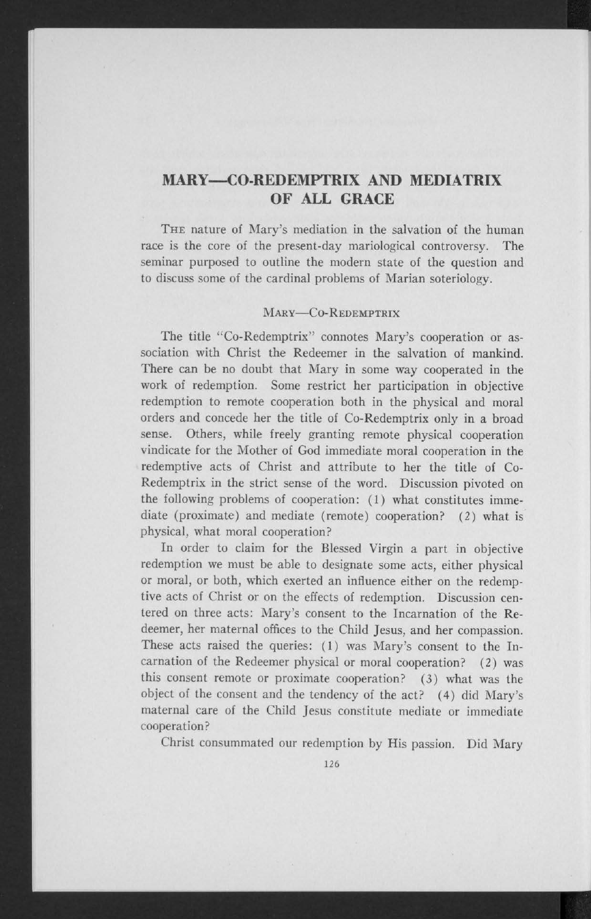# MARY—CO-REDEMPTRIX AND MEDIATRIX OF ALL GRACE

THE nature of Mary's mediation in the salvation of the human race is the core of the present-day mariological controversy. The seminar purposed to outline the modern state of the question and to discuss some of the cardinal problems of Marian soteriology.

## MARY—CO-REDEMPTRIX

The title "Co-Redemptrix" connotes Mary's cooperation or association with Christ the Redeemer in the salvation of mankind. There can be no doubt that Mary in some way cooperated in the work of redemption. Some restrict her participation in objective redemption to remote cooperation both in the physical and moral orders and concede her the title of Co-Redemptrix only in a broad sense. Others, while freely granting remote physical cooperation vindicate for the Mother of God immediate moral cooperation in the redemptive acts of Christ and attribute to her the title of Co-Redemptrix in the strict sense of the word. Discussion pivoted on the following problems of cooperation: (1) what constitutes immediate (proximate) and mediate (remote) cooperation? (2) what is physical, what moral cooperation?

In order to claim for the Blessed Virgin a part in objective redemption we must be able to designate some acts, either physical or moral, or both, which exerted an influence either on the redemptive acts of Christ or on the effects of redemption. Discussion centered on three acts: Mary's consent to the Incarnation of the Redeemer, her maternal offices to the Child Jesus, and her compassion. These acts raised the queries: (1) was Mary's consent to the Incarnation of the Redeemer physical or moral cooperation? (2) was this consent remote or proximate cooperation? (3) what was the object of the consent and the tendency of the act? (4) did Mary's maternal care of the Child Jesus constitute mediate or immediate cooperation?

Christ consummated our redemption by His passion. Did Mary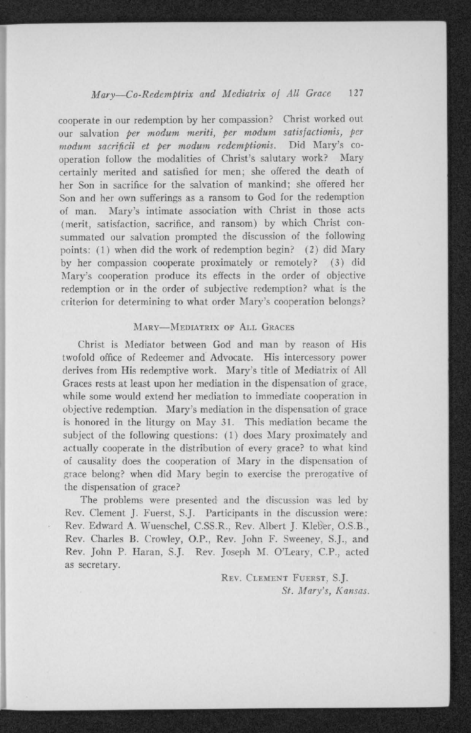cooperate in our redemption by her compassion? Christ worked out our salvation *per modum meriti, per modum satisfactionis, per modum sacrificii et per modum redemptionis.* Did Mary's cooperation follow the modalities of Christ's salutary work? Mary certainly merited and satisfied for men; she offered the death of her Son in sacrifice for the salvation of mankind; she offered her Son and her own sufferings as a ransom to God for the redemption of man. Mary's intimate association with Christ in those acts (merit, satisfaction, sacrifice, and ransom) by which Christ consummated our salvation prompted the discussion of the following points: (1) when did the work of redemption begin? (2) did Mary by her compassion cooperate proximately or remotely? (3) did Mary's cooperation produce its effects in the order of objective redemption or in the order of subjective redemption? what is the criterion for determining to what order Mary's cooperation belongs?

## Mary—Mediatrix of All Graces

Christ is Mediator between God and man by reason of His twofold office of Redeemer and Advocate. His intercessory power derives from His redemptive work. Mary's title of Mediatrix of All Graces rests at least upon her mediation in the dispensation of grace, while some would extend her mediation to immediate cooperation in objective redemption. Mary's mediation in the dispensation of grace is honored in the liturgy on May 31. This mediation became the subject of the following questions: (1) does Mary proximately and actually cooperate in the distribution of every grace? to what kind of causality does the cooperation of Mary in the dispensation of grace belong? when did Mary begin to exercise the prerogative of the dispensation of grace?

The problems were presented and the discussion was led by Rev. Clement J. Fuerst, S.J. Participants in the discussion were: Rev. Edward A. Wuenschel, C.SS.R., Rev. Albert J. Kleber, O.S.B., Rev. Charles B. Crowley, O.P., Rev. John F. Sweeney, S.J., and Rev. John P. Haran, S.J. Rev. Joseph M. O'Leary, C.P., acted as secretary.

Rev. Clement Fuerst, S.J.
*St. Mary's, Kansas.*